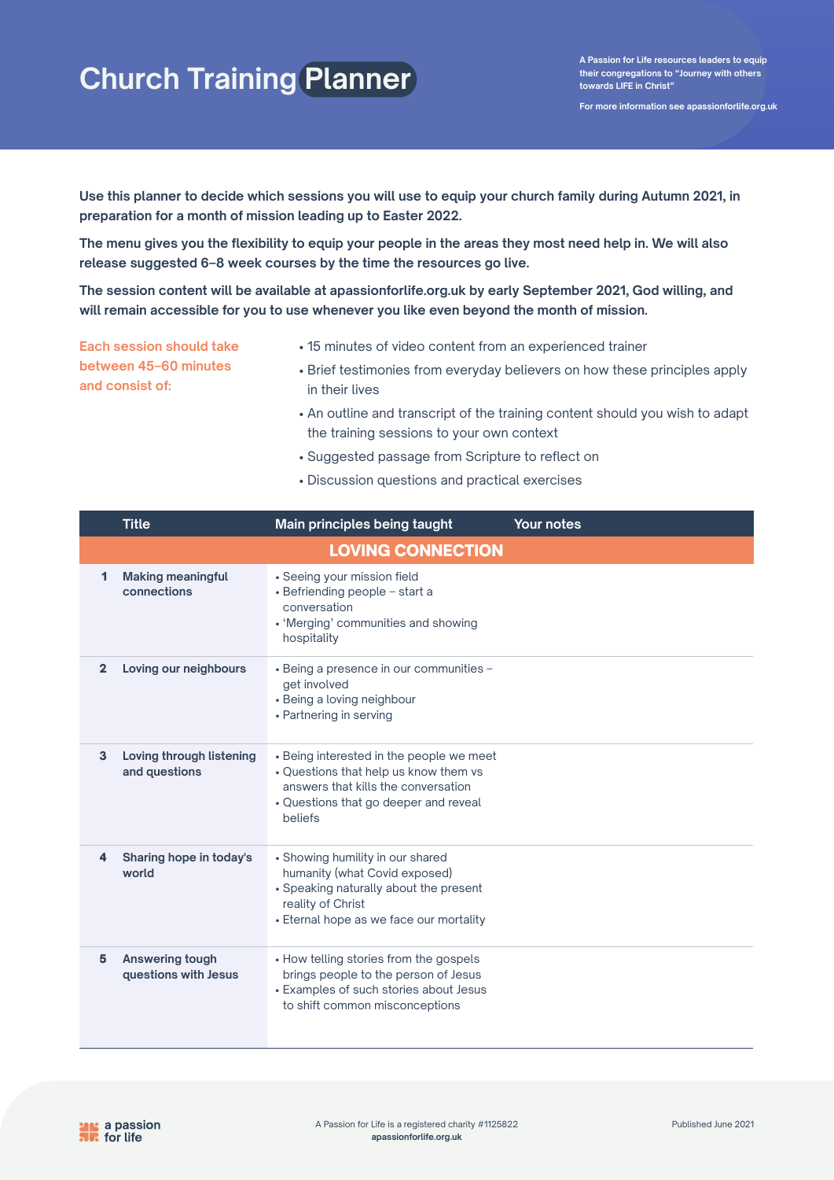# Church Training Planner

A Passion for Life resources leaders to equip their congregations to "Journey with others towards LIFE in Christ"

For more information see apassionforlife.org.uk

**Use this planner to decide which sessions you will use to equip your church family during Autumn 2021, in preparation for a month of mission leading up to Easter 2022.**

**The menu gives you the flexibility to equip your people in the areas they most need help in. We will also release suggested 6–8 week courses by the time the resources go live.**

**The session content will be available at apassionforlife.org.uk by early September 2021, God willing, and will remain accessible for you to use whenever you like even beyond the month of mission.**

Each session should take between 45–60 minutes and consist of:

- 15 minutes of video content from an experienced trainer
- Brief testimonies from everyday believers on how these principles apply in their lives
- An outline and transcript of the training content should you wish to adapt the training sessions to your own context
- Suggested passage from Scripture to reflect on
- Discussion questions and practical exercises

| | Title | Main principles being taught | Your notes |
|---|---|---|---|
| | **LOVING CONNECTION** | | |
| 1 | **Making meaningful connections** | • Seeing your mission field<br>• Befriending people – start a conversation<br>• 'Merging' communities and showing hospitality | |
| 2 | **Loving our neighbours** | • Being a presence in our communities – get involved<br>• Being a loving neighbour<br>• Partnering in serving | |
| 3 | **Loving through listening and questions** | • Being interested in the people we meet<br>• Questions that help us know them vs answers that kills the conversation<br>• Questions that go deeper and reveal beliefs | |
| 4 | **Sharing hope in today's world** | • Showing humility in our shared humanity (what Covid exposed)<br>• Speaking naturally about the present reality of Christ<br>• Eternal hope as we face our mortality | |
| 5 | **Answering tough questions with Jesus** | • How telling stories from the gospels brings people to the person of Jesus<br>• Examples of such stories about Jesus to shift common misconceptions | |

a passion for life

A Passion for Life is a registered charity #1125822
apassionforlife.org.uk

Published June 2021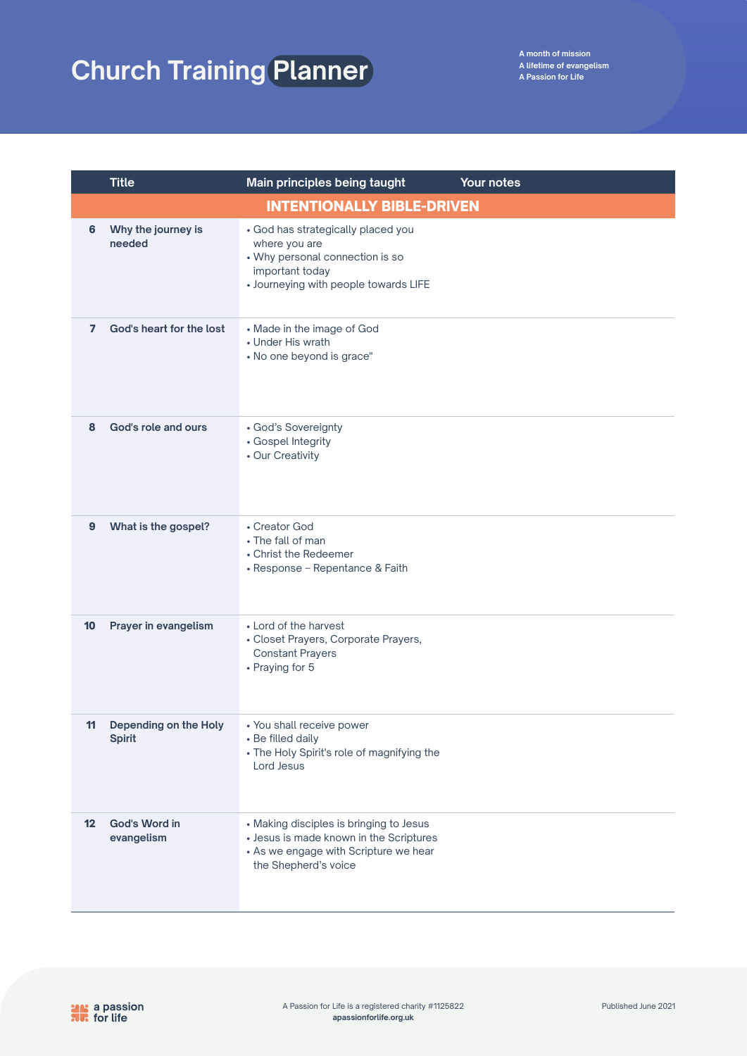# Church Training Planner

A month of mission
A lifetime of evangelism
A Passion for Life

| | Title | Main principles being taught | Your notes |
|---|---|---|---|
| | | **INTENTIONALLY BIBLE-DRIVEN** | |
| 6 | **Why the journey is needed** | • God has strategically placed you where you are<br>• Why personal connection is so important today<br>• Journeying with people towards LIFE | |
| 7 | **God's heart for the lost** | • Made in the image of God<br>• Under His wrath<br>• No one beyond is grace" | |
| 8 | **God's role and ours** | • God's Sovereignty<br>• Gospel Integrity<br>• Our Creativity | |
| 9 | **What is the gospel?** | • Creator God<br>• The fall of man<br>• Christ the Redeemer<br>• Response – Repentance & Faith | |
| 10 | **Prayer in evangelism** | • Lord of the harvest<br>• Closet Prayers, Corporate Prayers, Constant Prayers<br>• Praying for 5 | |
| 11 | **Depending on the Holy Spirit** | • You shall receive power<br>• Be filled daily<br>• The Holy Spirit's role of magnifying the Lord Jesus | |
| 12 | **God's Word in evangelism** | • Making disciples is bringing to Jesus<br>• Jesus is made known in the Scriptures<br>• As we engage with Scripture we hear the Shepherd's voice | |

a passion for life

A Passion for Life is a registered charity #1125822
apassionforlife.org.uk

Published June 2021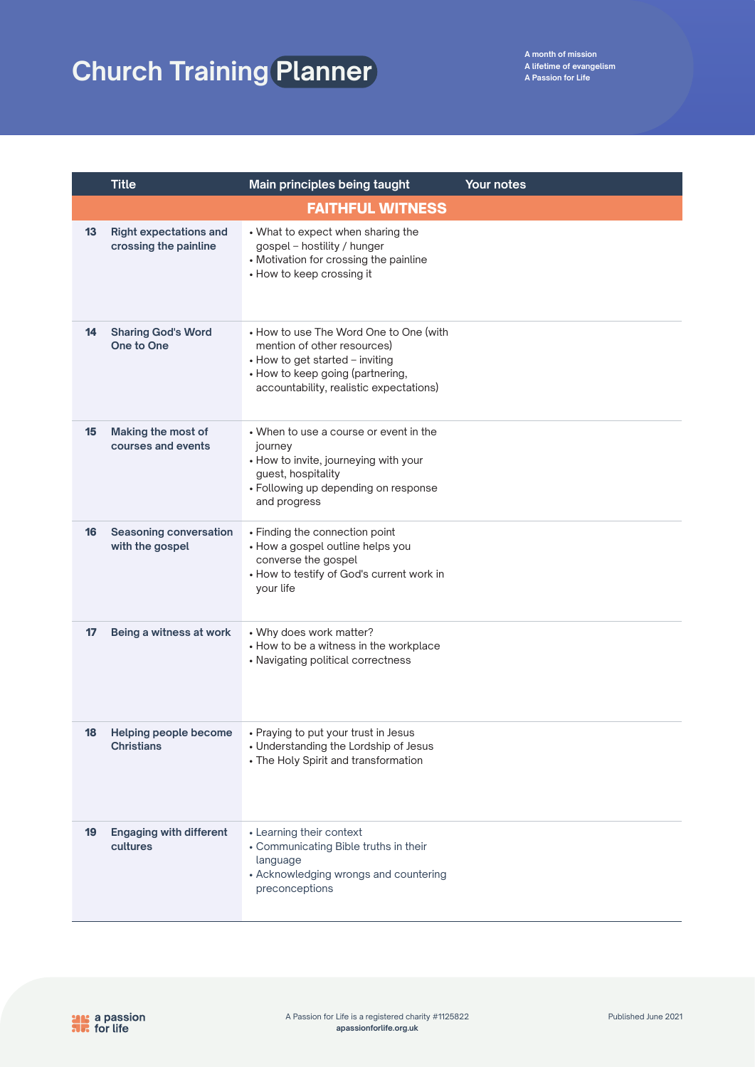# Church Training Planner

A month of mission
A lifetime of evangelism
A Passion for Life

| | Title | Main principles being taught | Your notes |
|---|---|---|---|
| | **FAITHFUL WITNESS** | | |
| 13 | Right expectations and crossing the painline | • What to expect when sharing the gospel – hostility / hunger<br>• Motivation for crossing the painline<br>• How to keep crossing it | |
| 14 | Sharing God's Word One to One | • How to use The Word One to One (with mention of other resources)<br>• How to get started – inviting<br>• How to keep going (partnering, accountability, realistic expectations) | |
| 15 | Making the most of courses and events | • When to use a course or event in the journey<br>• How to invite, journeying with your guest, hospitality<br>• Following up depending on response and progress | |
| 16 | Seasoning conversation with the gospel | • Finding the connection point<br>• How a gospel outline helps you converse the gospel<br>• How to testify of God's current work in your life | |
| 17 | Being a witness at work | • Why does work matter?<br>• How to be a witness in the workplace<br>• Navigating political correctness | |
| 18 | Helping people become Christians | • Praying to put your trust in Jesus<br>• Understanding the Lordship of Jesus<br>• The Holy Spirit and transformation | |
| 19 | Engaging with different cultures | • Learning their context<br>• Communicating Bible truths in their language<br>• Acknowledging wrongs and countering preconceptions | |

a passion for life

A Passion for Life is a registered charity #1125822
apassionforlife.org.uk

Published June 2021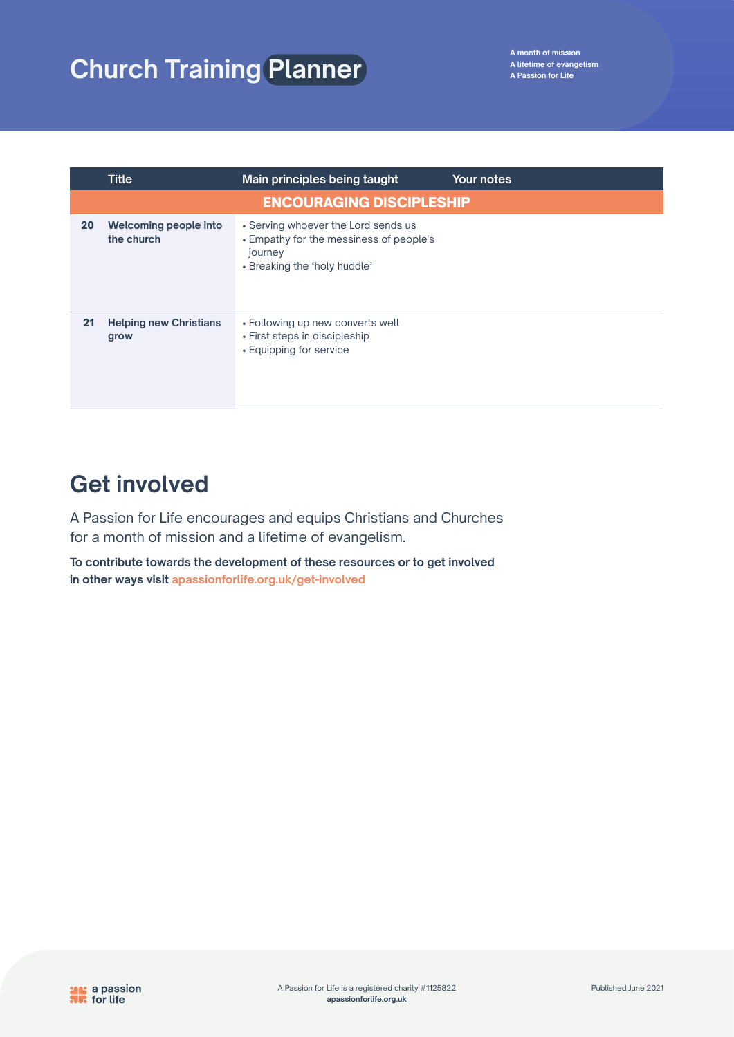# Church Training Planner

A month of mission
A lifetime of evangelism
A Passion for Life

| | Title | Main principles being taught | Your notes |
|---|---|---|---|
| | **ENCOURAGING DISCIPLESHIP** | | |
| **20** | **Welcoming people into the church** | • Serving whoever the Lord sends us<br>• Empathy for the messiness of people's journey<br>• Breaking the 'holy huddle' | |
| **21** | **Helping new Christians grow** | • Following up new converts well<br>• First steps in discipleship<br>• Equipping for service | |

## Get involved

A Passion for Life encourages and equips Christians and Churches for a month of mission and a lifetime of evangelism.

**To contribute towards the development of these resources or to get involved in other ways visit apassionforlife.org.uk/get-involved**

a passion for life

A Passion for Life is a registered charity #1125822
**apassionforlife.org.uk**

Published June 2021